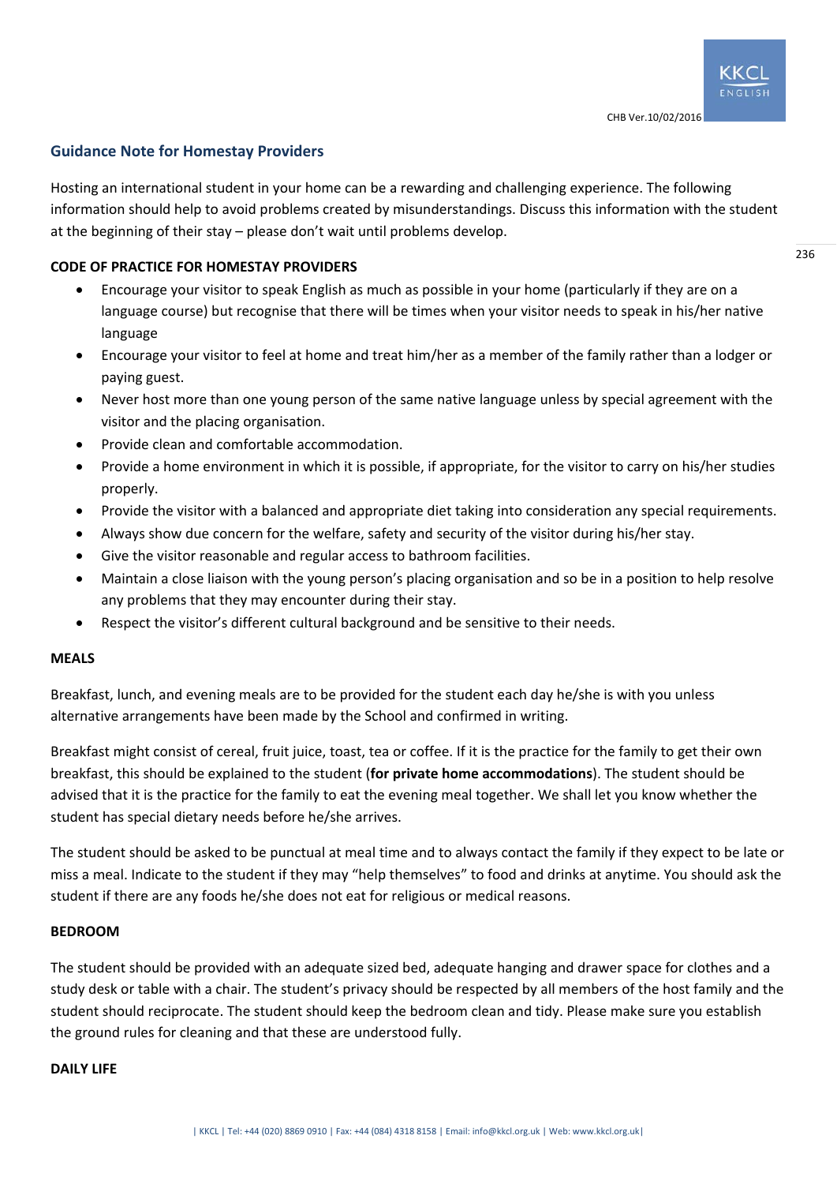## Guidance Note for Homestay Providers

Hosting an international student in your home can be a rewarding and challenging experience. The following information should help to avoid problems created by misunderstandings. Discuss this information with the student at the beginning of their stay – please don't wait until problems develop.

### CODE OF PRACTICE FOR HOMESTAY PROVIDERS

- Encourage your visitor to speak English as much as possible in your home (particularly if they are on a language course) but recognise that there will be times when your visitor needs to speak in his/her native language
- Encourage your visitor to feel at home and treat him/her as a member of the family rather than a lodger or paying guest.
- Never host more than one young person of the same native language unless by special agreement with the visitor and the placing organisation.
- Provide clean and comfortable accommodation.
- Provide a home environment in which it is possible, if appropriate, for the visitor to carry on his/her studies properly.
- Provide the visitor with a balanced and appropriate diet taking into consideration any special requirements.
- Always show due concern for the welfare, safety and security of the visitor during his/her stay.
- Give the visitor reasonable and regular access to bathroom facilities.
- Maintain a close liaison with the young person's placing organisation and so be in a position to help resolve any problems that they may encounter during their stay.
- Respect the visitor's different cultural background and be sensitive to their needs.

### MEALS

Breakfast, lunch, and evening meals are to be provided for the student each day he/she is with you unless alternative arrangements have been made by the School and confirmed in writing.

Breakfast might consist of cereal, fruit juice, toast, tea or coffee. If it is the practice for the family to get their own breakfast, this should be explained to the student (**for private home accommodations**). The student should be advised that it is the practice for the family to eat the evening meal together. We shall let you know whether the student has special dietary needs before he/she arrives.

The student should be asked to be punctual at meal time and to always contact the family if they expect to be late or miss a meal. Indicate to the student if they may "help themselves" to food and drinks at anytime. You should ask the student if there are any foods he/she does not eat for religious or medical reasons.

### BEDROOM

The student should be provided with an adequate sized bed, adequate hanging and drawer space for clothes and a study desk or table with a chair. The student's privacy should be respected by all members of the host family and the student should reciprocate. The student should keep the bedroom clean and tidy. Please make sure you establish the ground rules for cleaning and that these are understood fully.

### DAILY LIFE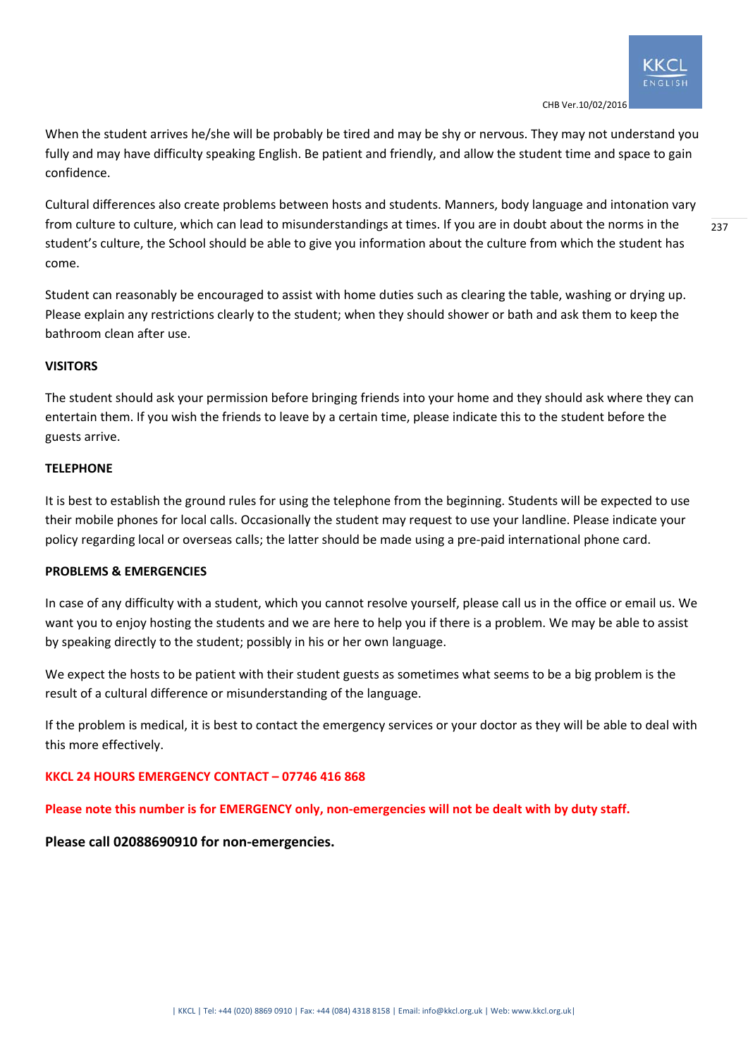When the student arrives he/she will be probably be tired and may be shy or nervous. They may not understand you fully and may have difficulty speaking English. Be patient and friendly, and allow the student time and space to gain confidence.

Cultural differences also create problems between hosts and students. Manners, body language and intonation vary from culture to culture, which can lead to misunderstandings at times. If you are in doubt about the norms in the student's culture, the School should be able to give you information about the culture from which the student has come.

Student can reasonably be encouraged to assist with home duties such as clearing the table, washing or drying up. Please explain any restrictions clearly to the student; when they should shower or bath and ask them to keep the bathroom clean after use.

**VISITORS**

The student should ask your permission before bringing friends into your home and they should ask where they can entertain them. If you wish the friends to leave by a certain time, please indicate this to the student before the guests arrive.

**TELEPHONE**

It is best to establish the ground rules for using the telephone from the beginning. Students will be expected to use their mobile phones for local calls. Occasionally the student may request to use your landline. Please indicate your policy regarding local or overseas calls; the latter should be made using a pre-paid international phone card.

**PROBLEMS & EMERGENCIES**

In case of any difficulty with a student, which you cannot resolve yourself, please call us in the office or email us. We want you to enjoy hosting the students and we are here to help you if there is a problem. We may be able to assist by speaking directly to the student; possibly in his or her own language.

We expect the hosts to be patient with their student guests as sometimes what seems to be a big problem is the result of a cultural difference or misunderstanding of the language.

If the problem is medical, it is best to contact the emergency services or your doctor as they will be able to deal with this more effectively.

**KKCL 24 HOURS EMERGENCY CONTACT – 07746 416 868**

**Please note this number is for EMERGENCY only, non-emergencies will not be dealt with by duty staff.**

**Please call 02088690910 for non-emergencies.**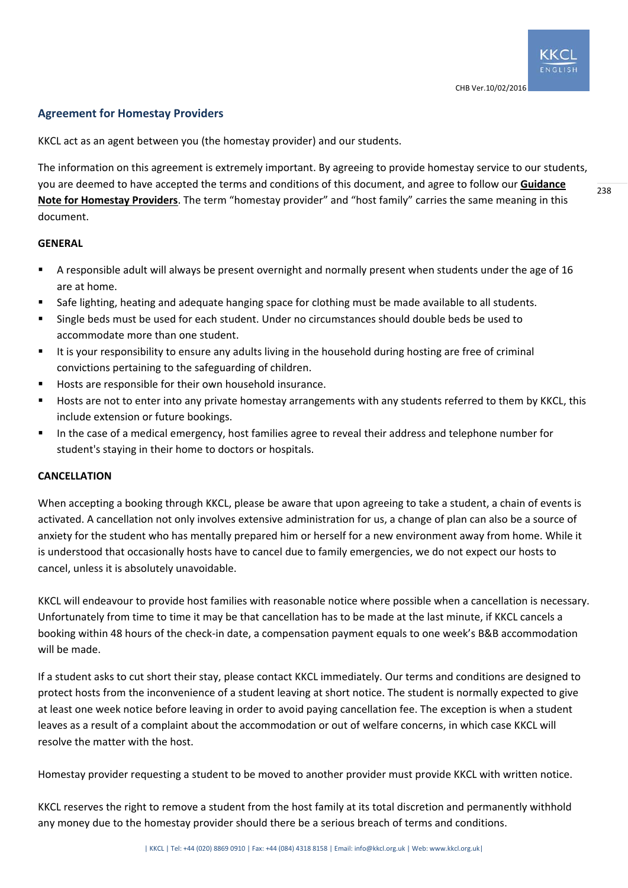## Agreement for Homestay Providers

KKCL act as an agent between you (the homestay provider) and our students.

The information on this agreement is extremely important. By agreeing to provide homestay service to our students, you are deemed to have accepted the terms and conditions of this document, and agree to follow our **Guidance Note for Homestay Providers**. The term "homestay provider" and "host family" carries the same meaning in this document.

**GENERAL**

- A responsible adult will always be present overnight and normally present when students under the age of 16 are at home.
- Safe lighting, heating and adequate hanging space for clothing must be made available to all students.
- Single beds must be used for each student. Under no circumstances should double beds be used to accommodate more than one student.
- It is your responsibility to ensure any adults living in the household during hosting are free of criminal convictions pertaining to the safeguarding of children.
- Hosts are responsible for their own household insurance.
- Hosts are not to enter into any private homestay arrangements with any students referred to them by KKCL, this include extension or future bookings.
- In the case of a medical emergency, host families agree to reveal their address and telephone number for student's staying in their home to doctors or hospitals.

**CANCELLATION**

When accepting a booking through KKCL, please be aware that upon agreeing to take a student, a chain of events is activated. A cancellation not only involves extensive administration for us, a change of plan can also be a source of anxiety for the student who has mentally prepared him or herself for a new environment away from home. While it is understood that occasionally hosts have to cancel due to family emergencies, we do not expect our hosts to cancel, unless it is absolutely unavoidable.

KKCL will endeavour to provide host families with reasonable notice where possible when a cancellation is necessary. Unfortunately from time to time it may be that cancellation has to be made at the last minute, if KKCL cancels a booking within 48 hours of the check-in date, a compensation payment equals to one week's B&B accommodation will be made.

If a student asks to cut short their stay, please contact KKCL immediately. Our terms and conditions are designed to protect hosts from the inconvenience of a student leaving at short notice. The student is normally expected to give at least one week notice before leaving in order to avoid paying cancellation fee. The exception is when a student leaves as a result of a complaint about the accommodation or out of welfare concerns, in which case KKCL will resolve the matter with the host.

Homestay provider requesting a student to be moved to another provider must provide KKCL with written notice.

KKCL reserves the right to remove a student from the host family at its total discretion and permanently withhold any money due to the homestay provider should there be a serious breach of terms and conditions.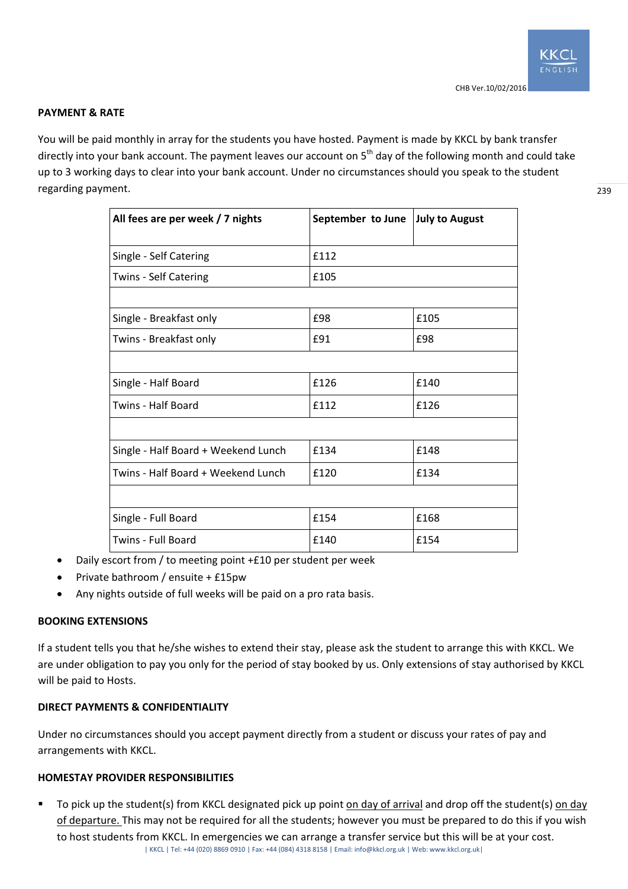## PAYMENT & RATE

You will be paid monthly in array for the students you have hosted. Payment is made by KKCL by bank transfer directly into your bank account. The payment leaves our account on 5th day of the following month and could take up to 3 working days to clear into your bank account. Under no circumstances should you speak to the student regarding payment.

| All fees are per week / 7 nights | September to June | July to August |
|---|---|---|
| Single - Self Catering | £112 | |
| Twins - Self Catering | £105 | |
| | | |
| Single - Breakfast only | £98 | £105 |
| Twins - Breakfast only | £91 | £98 |
| | | |
| Single - Half Board | £126 | £140 |
| Twins - Half Board | £112 | £126 |
| | | |
| Single - Half Board + Weekend Lunch | £134 | £148 |
| Twins - Half Board + Weekend Lunch | £120 | £134 |
| | | |
| Single - Full Board | £154 | £168 |
| Twins - Full Board | £140 | £154 |

- Daily escort from / to meeting point +£10 per student per week
- Private bathroom / ensuite + £15pw
- Any nights outside of full weeks will be paid on a pro rata basis.

## BOOKING EXTENSIONS

If a student tells you that he/she wishes to extend their stay, please ask the student to arrange this with KKCL. We are under obligation to pay you only for the period of stay booked by us. Only extensions of stay authorised by KKCL will be paid to Hosts.

## DIRECT PAYMENTS & CONFIDENTIALITY

Under no circumstances should you accept payment directly from a student or discuss your rates of pay and arrangements with KKCL.

## HOMESTAY PROVIDER RESPONSIBILITIES

- To pick up the student(s) from KKCL designated pick up point on day of arrival and drop off the student(s) on day of departure. This may not be required for all the students; however you must be prepared to do this if you wish to host students from KKCL. In emergencies we can arrange a transfer service but this will be at your cost.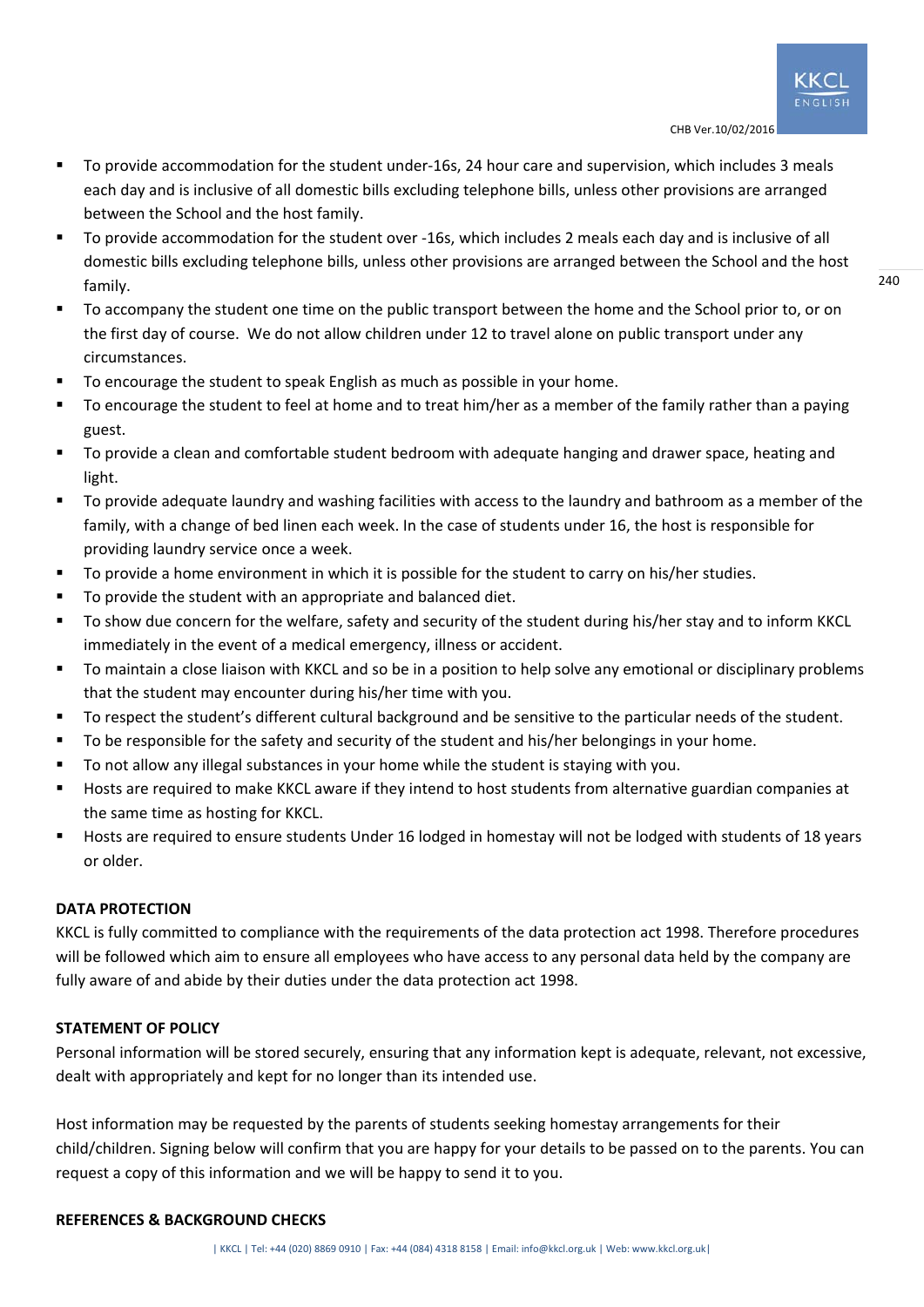- To provide accommodation for the student under-16s, 24 hour care and supervision, which includes 3 meals each day and is inclusive of all domestic bills excluding telephone bills, unless other provisions are arranged between the School and the host family.
- To provide accommodation for the student over -16s, which includes 2 meals each day and is inclusive of all domestic bills excluding telephone bills, unless other provisions are arranged between the School and the host family.
- To accompany the student one time on the public transport between the home and the School prior to, or on the first day of course. We do not allow children under 12 to travel alone on public transport under any circumstances.
- To encourage the student to speak English as much as possible in your home.
- To encourage the student to feel at home and to treat him/her as a member of the family rather than a paying guest.
- To provide a clean and comfortable student bedroom with adequate hanging and drawer space, heating and light.
- To provide adequate laundry and washing facilities with access to the laundry and bathroom as a member of the family, with a change of bed linen each week. In the case of students under 16, the host is responsible for providing laundry service once a week.
- To provide a home environment in which it is possible for the student to carry on his/her studies.
- To provide the student with an appropriate and balanced diet.
- To show due concern for the welfare, safety and security of the student during his/her stay and to inform KKCL immediately in the event of a medical emergency, illness or accident.
- To maintain a close liaison with KKCL and so be in a position to help solve any emotional or disciplinary problems that the student may encounter during his/her time with you.
- To respect the student's different cultural background and be sensitive to the particular needs of the student.
- To be responsible for the safety and security of the student and his/her belongings in your home.
- To not allow any illegal substances in your home while the student is staying with you.
- Hosts are required to make KKCL aware if they intend to host students from alternative guardian companies at the same time as hosting for KKCL.
- Hosts are required to ensure students Under 16 lodged in homestay will not be lodged with students of 18 years or older.

**DATA PROTECTION**

KKCL is fully committed to compliance with the requirements of the data protection act 1998. Therefore procedures will be followed which aim to ensure all employees who have access to any personal data held by the company are fully aware of and abide by their duties under the data protection act 1998.

**STATEMENT OF POLICY**

Personal information will be stored securely, ensuring that any information kept is adequate, relevant, not excessive, dealt with appropriately and kept for no longer than its intended use.

Host information may be requested by the parents of students seeking homestay arrangements for their child/children. Signing below will confirm that you are happy for your details to be passed on to the parents. You can request a copy of this information and we will be happy to send it to you.

**REFERENCES & BACKGROUND CHECKS**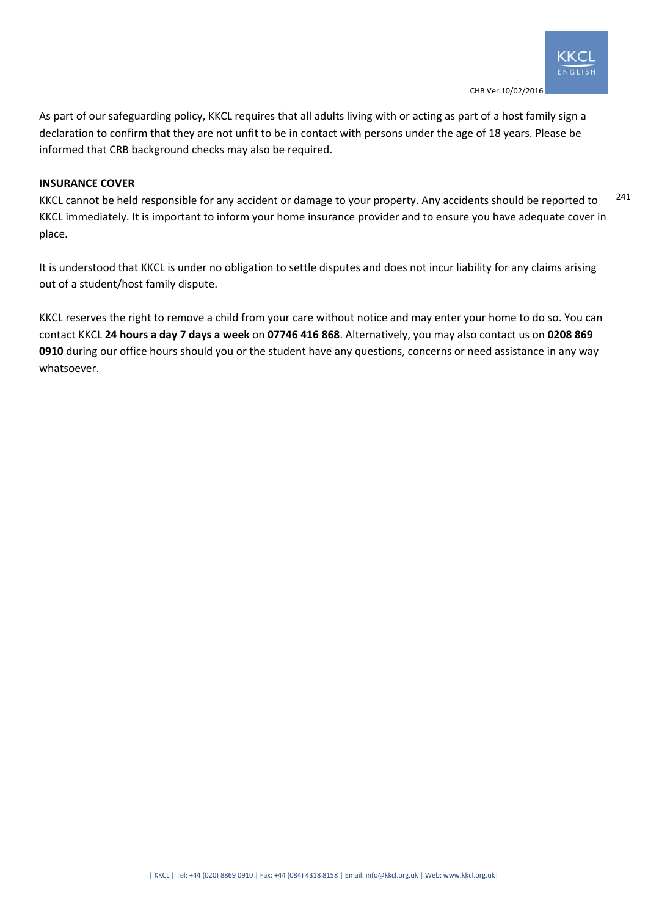As part of our safeguarding policy, KKCL requires that all adults living with or acting as part of a host family sign a declaration to confirm that they are not unfit to be in contact with persons under the age of 18 years. Please be informed that CRB background checks may also be required.

**INSURANCE COVER**

KKCL cannot be held responsible for any accident or damage to your property. Any accidents should be reported to KKCL immediately. It is important to inform your home insurance provider and to ensure you have adequate cover in place.

It is understood that KKCL is under no obligation to settle disputes and does not incur liability for any claims arising out of a student/host family dispute.

KKCL reserves the right to remove a child from your care without notice and may enter your home to do so. You can contact KKCL **24 hours a day 7 days a week** on **07746 416 868**. Alternatively, you may also contact us on **0208 869 0910** during our office hours should you or the student have any questions, concerns or need assistance in any way whatsoever.